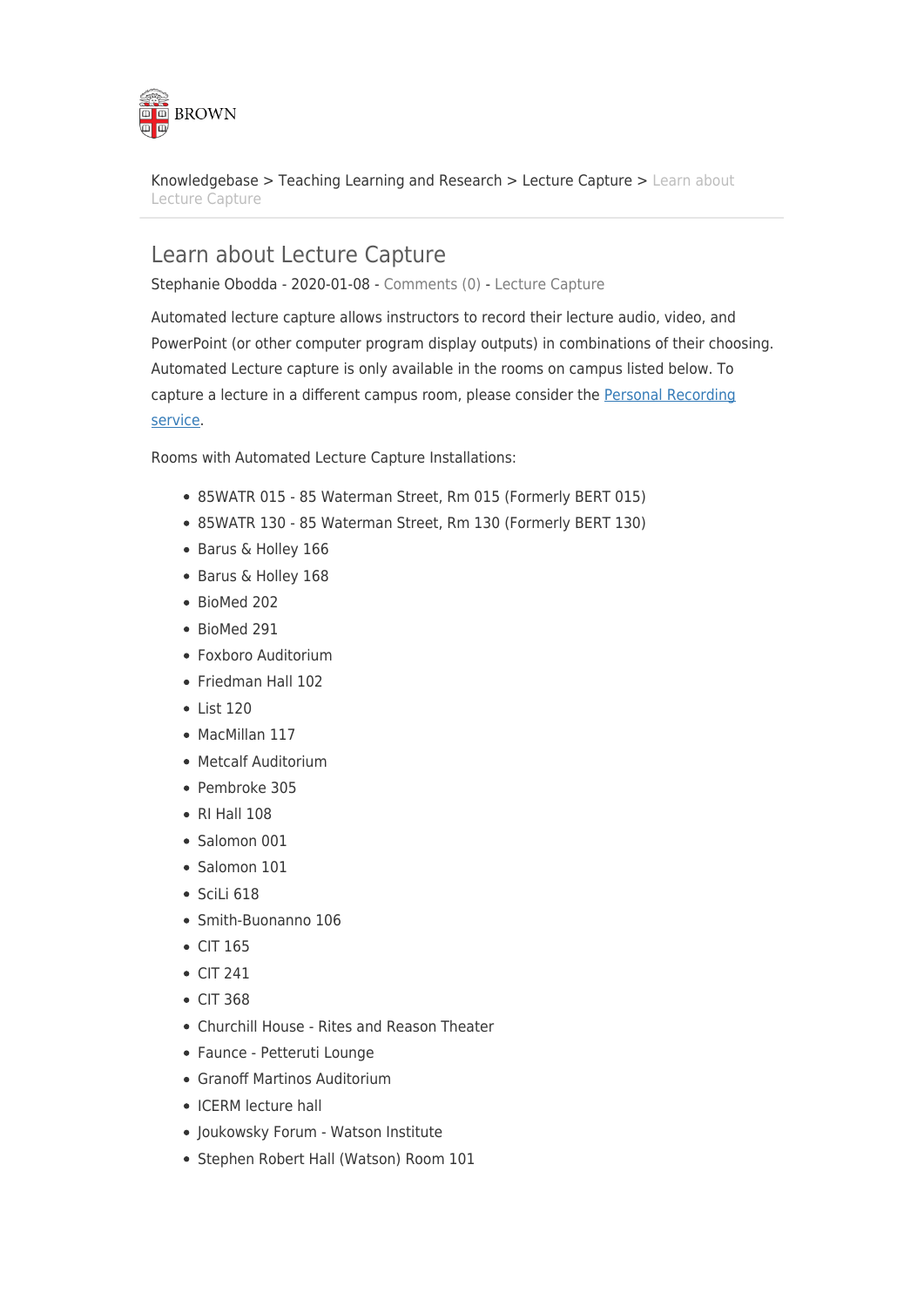Knowledgebase > Teaching Learning and Research > Lecture Capture > Learn about Lecture Capture

# Learn about Lecture Capture

Stephanie Obodda - 2020-01-08 - Comments (0) - Lecture Capture

Automated lecture capture allows instructors to record their lecture audio, video, and PowerPoint (or other computer program display outputs) in combinations of their choosing. Automated Lecture capture is only available in the rooms on campus listed below. To capture a lecture in a different campus room, please consider the Personal Recording service.

Rooms with Automated Lecture Capture Installations:

- 85WATR 015 - 85 Waterman Street, Rm 015 (Formerly BERT 015)
- 85WATR 130 - 85 Waterman Street, Rm 130 (Formerly BERT 130)
- Barus & Holley 166
- Barus & Holley 168
- BioMed 202
- BioMed 291
- Foxboro Auditorium
- Friedman Hall 102
- List 120
- MacMillan 117
- Metcalf Auditorium
- Pembroke 305
- RI Hall 108
- Salomon 001
- Salomon 101
- SciLi 618
- Smith-Buonanno 106
- CIT 165
- CIT 241
- CIT 368
- Churchill House - Rites and Reason Theater
- Faunce - Petteruti Lounge
- Granoff Martinos Auditorium
- ICERM lecture hall
- Joukowsky Forum - Watson Institute
- Stephen Robert Hall (Watson) Room 101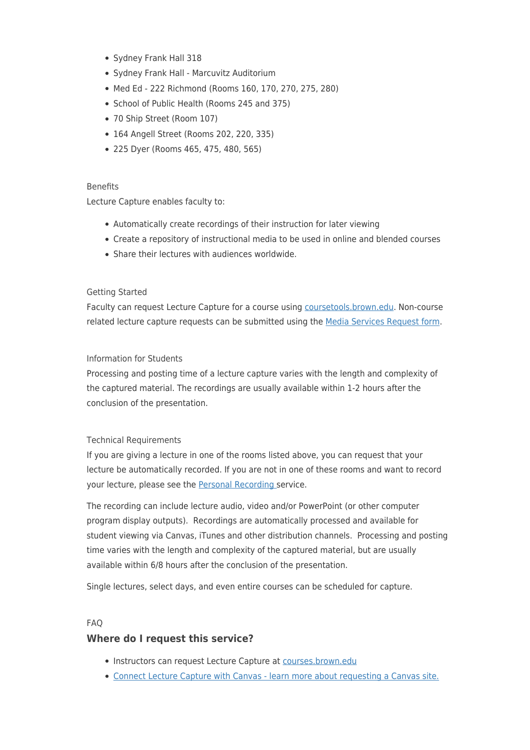- Sydney Frank Hall 318
- Sydney Frank Hall - Marcuvitz Auditorium
- Med Ed - 222 Richmond (Rooms 160, 170, 270, 275, 280)
- School of Public Health (Rooms 245 and 375)
- 70 Ship Street (Room 107)
- 164 Angell Street (Rooms 202, 220, 335)
- 225 Dyer (Rooms 465, 475, 480, 565)

Benefits

Lecture Capture enables faculty to:

- Automatically create recordings of their instruction for later viewing
- Create a repository of instructional media to be used in online and blended courses
- Share their lectures with audiences worldwide.

Getting Started

Faculty can request Lecture Capture for a course using [coursetools.brown.edu](coursetools.brown.edu). Non-course related lecture capture requests can be submitted using the [Media Services Request form](#).

Information for Students

Processing and posting time of a lecture capture varies with the length and complexity of the captured material. The recordings are usually available within 1-2 hours after the conclusion of the presentation.

Technical Requirements

If you are giving a lecture in one of the rooms listed above, you can request that your lecture be automatically recorded. If you are not in one of these rooms and want to record your lecture, please see the [Personal Recording](#) service.

The recording can include lecture audio, video and/or PowerPoint (or other computer program display outputs). Recordings are automatically processed and available for student viewing via Canvas, iTunes and other distribution channels. Processing and posting time varies with the length and complexity of the captured material, but are usually available within 6/8 hours after the conclusion of the presentation.

Single lectures, select days, and even entire courses can be scheduled for capture.

FAQ

### Where do I request this service?

- Instructors can request Lecture Capture at [courses.brown.edu](courses.brown.edu)
- [Connect Lecture Capture with Canvas - learn more about requesting a Canvas site.](#)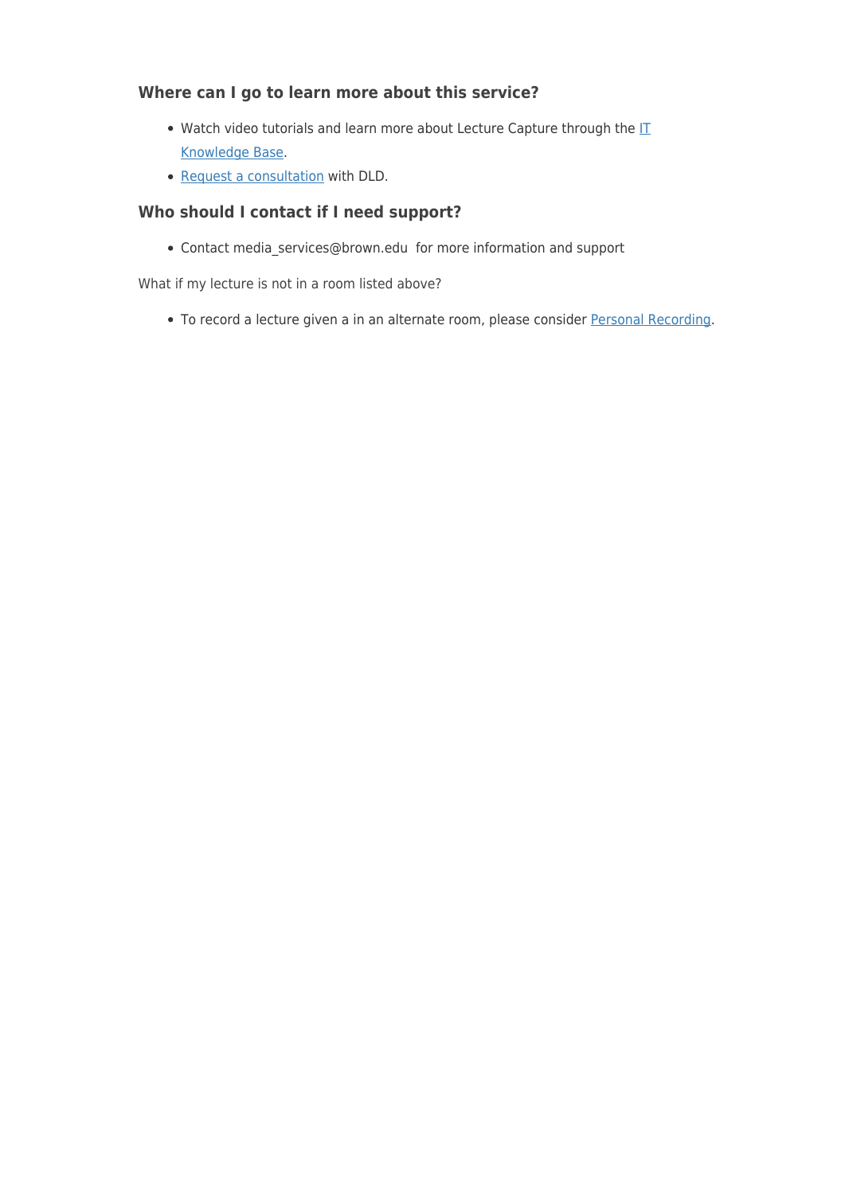### Where can I go to learn more about this service?

- Watch video tutorials and learn more about Lecture Capture through the IT Knowledge Base.
- Request a consultation with DLD.

### Who should I contact if I need support?

- Contact media_services@brown.edu for more information and support

What if my lecture is not in a room listed above?

- To record a lecture given a in an alternate room, please consider Personal Recording.